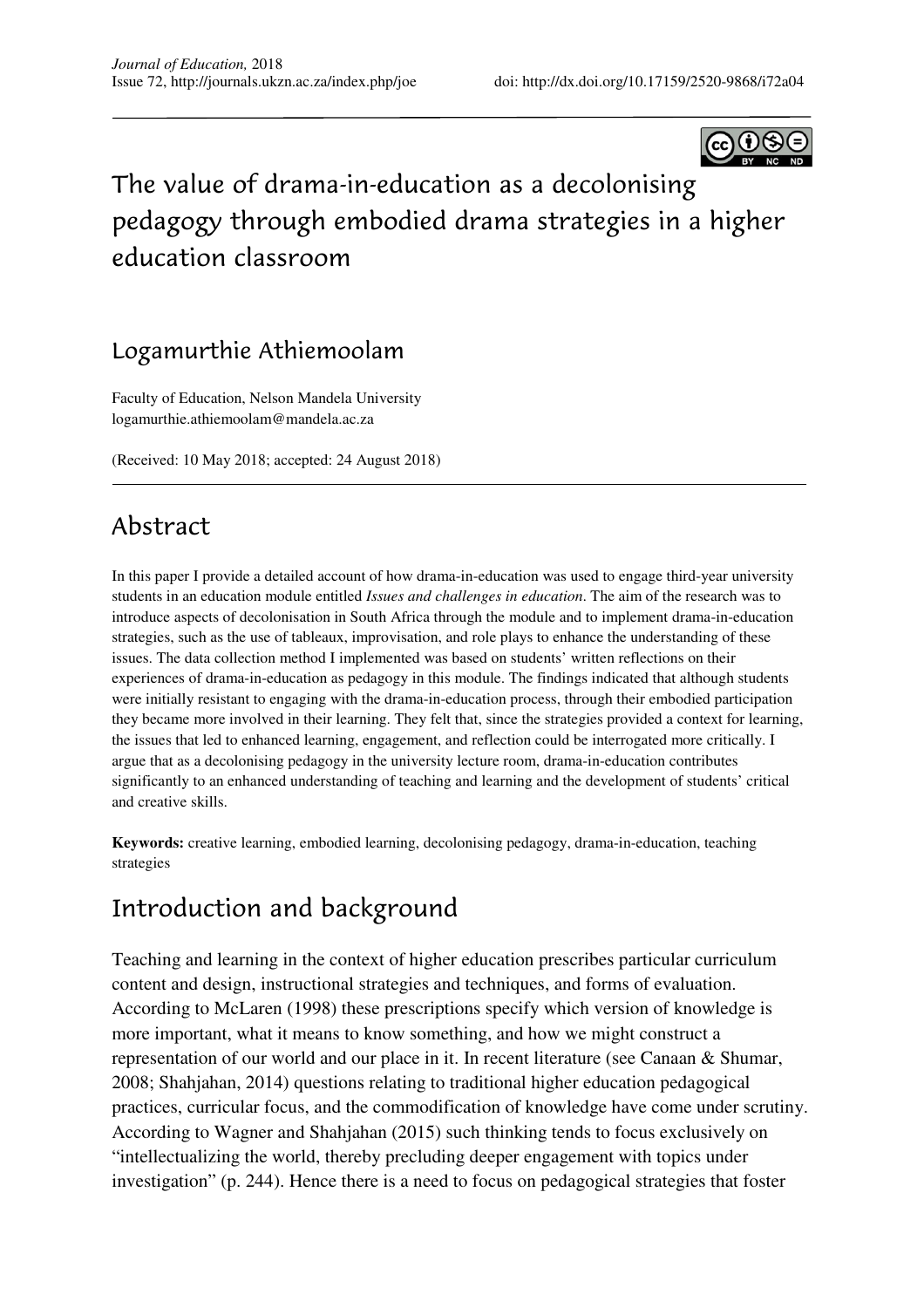# The value of drama-in-education as a decolonising pedagogy through embodied drama strategies in a higher education classroom

## Logamurthie Athiemoolam

Faculty of Education, Nelson Mandela University
logamurthie.athiemoolam@mandela.ac.za

(Received: 10 May 2018; accepted: 24 August 2018)

## Abstract

In this paper I provide a detailed account of how drama-in-education was used to engage third-year university students in an education module entitled *Issues and challenges in education*. The aim of the research was to introduce aspects of decolonisation in South Africa through the module and to implement drama-in-education strategies, such as the use of tableaux, improvisation, and role plays to enhance the understanding of these issues. The data collection method I implemented was based on students' written reflections on their experiences of drama-in-education as pedagogy in this module. The findings indicated that although students were initially resistant to engaging with the drama-in-education process, through their embodied participation they became more involved in their learning. They felt that, since the strategies provided a context for learning, the issues that led to enhanced learning, engagement, and reflection could be interrogated more critically. I argue that as a decolonising pedagogy in the university lecture room, drama-in-education contributes significantly to an enhanced understanding of teaching and learning and the development of students' critical and creative skills.

**Keywords:** creative learning, embodied learning, decolonising pedagogy, drama-in-education, teaching strategies

## Introduction and background

Teaching and learning in the context of higher education prescribes particular curriculum content and design, instructional strategies and techniques, and forms of evaluation. According to McLaren (1998) these prescriptions specify which version of knowledge is more important, what it means to know something, and how we might construct a representation of our world and our place in it. In recent literature (see Canaan & Shumar, 2008; Shahjahan, 2014) questions relating to traditional higher education pedagogical practices, curricular focus, and the commodification of knowledge have come under scrutiny. According to Wagner and Shahjahan (2015) such thinking tends to focus exclusively on "intellectualizing the world, thereby precluding deeper engagement with topics under investigation" (p. 244). Hence there is a need to focus on pedagogical strategies that foster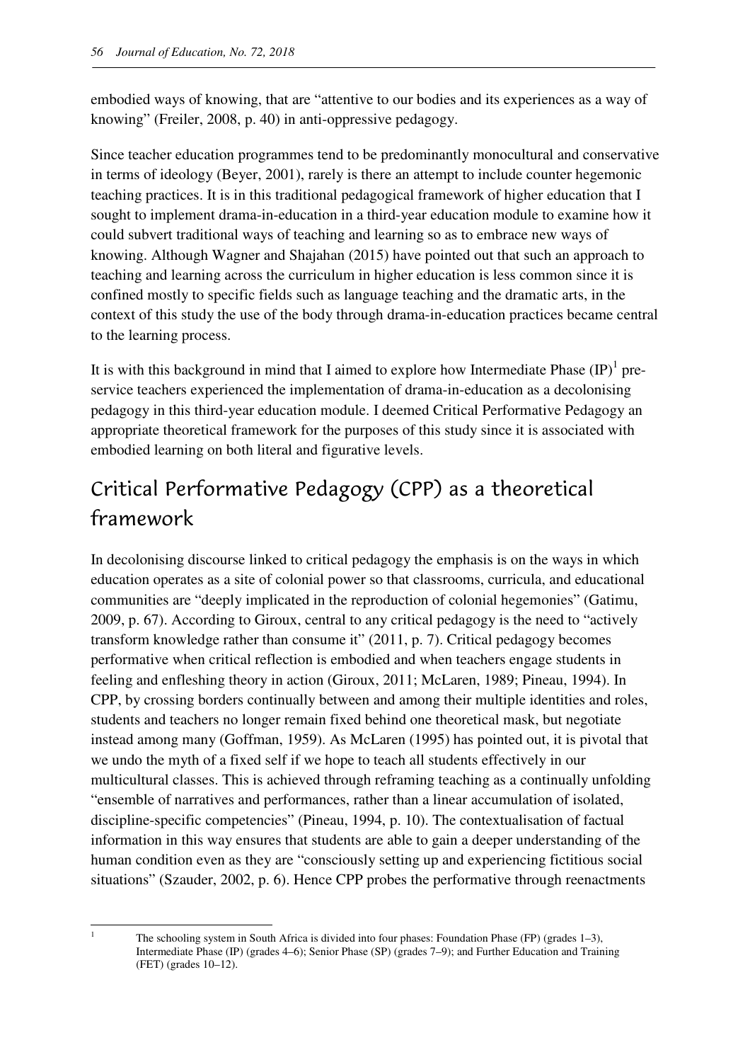embodied ways of knowing, that are "attentive to our bodies and its experiences as a way of knowing" (Freiler, 2008, p. 40) in anti-oppressive pedagogy.

Since teacher education programmes tend to be predominantly monocultural and conservative in terms of ideology (Beyer, 2001), rarely is there an attempt to include counter hegemonic teaching practices. It is in this traditional pedagogical framework of higher education that I sought to implement drama-in-education in a third-year education module to examine how it could subvert traditional ways of teaching and learning so as to embrace new ways of knowing. Although Wagner and Shajahan (2015) have pointed out that such an approach to teaching and learning across the curriculum in higher education is less common since it is confined mostly to specific fields such as language teaching and the dramatic arts, in the context of this study the use of the body through drama-in-education practices became central to the learning process.

It is with this background in mind that I aimed to explore how Intermediate Phase (IP)[1] pre-service teachers experienced the implementation of drama-in-education as a decolonising pedagogy in this third-year education module. I deemed Critical Performative Pedagogy an appropriate theoretical framework for the purposes of this study since it is associated with embodied learning on both literal and figurative levels.

## Critical Performative Pedagogy (CPP) as a theoretical framework

In decolonising discourse linked to critical pedagogy the emphasis is on the ways in which education operates as a site of colonial power so that classrooms, curricula, and educational communities are "deeply implicated in the reproduction of colonial hegemonies" (Gatimu, 2009, p. 67). According to Giroux, central to any critical pedagogy is the need to "actively transform knowledge rather than consume it" (2011, p. 7). Critical pedagogy becomes performative when critical reflection is embodied and when teachers engage students in feeling and enfleshing theory in action (Giroux, 2011; McLaren, 1989; Pineau, 1994). In CPP, by crossing borders continually between and among their multiple identities and roles, students and teachers no longer remain fixed behind one theoretical mask, but negotiate instead among many (Goffman, 1959). As McLaren (1995) has pointed out, it is pivotal that we undo the myth of a fixed self if we hope to teach all students effectively in our multicultural classes. This is achieved through reframing teaching as a continually unfolding "ensemble of narratives and performances, rather than a linear accumulation of isolated, discipline-specific competencies" (Pineau, 1994, p. 10). The contextualisation of factual information in this way ensures that students are able to gain a deeper understanding of the human condition even as they are "consciously setting up and experiencing fictitious social situations" (Szauder, 2002, p. 6). Hence CPP probes the performative through reenactments

[1] The schooling system in South Africa is divided into four phases: Foundation Phase (FP) (grades 1–3), Intermediate Phase (IP) (grades 4–6); Senior Phase (SP) (grades 7–9); and Further Education and Training (FET) (grades 10–12).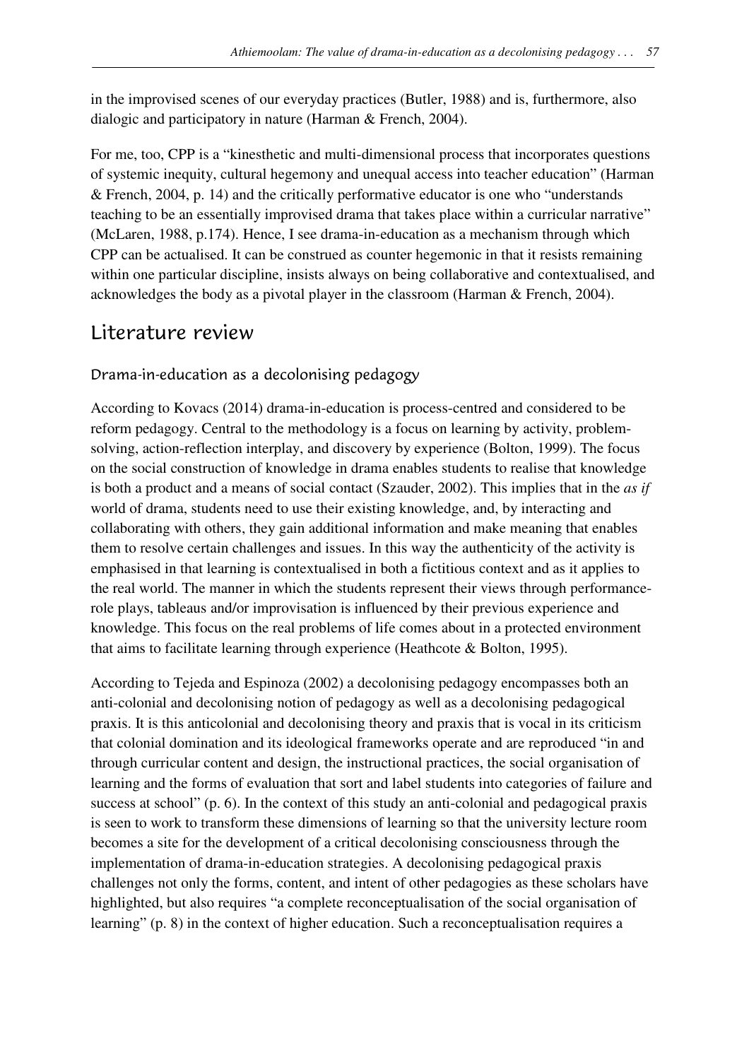in the improvised scenes of our everyday practices (Butler, 1988) and is, furthermore, also dialogic and participatory in nature (Harman & French, 2004).

For me, too, CPP is a "kinesthetic and multi-dimensional process that incorporates questions of systemic inequity, cultural hegemony and unequal access into teacher education" (Harman & French, 2004, p. 14) and the critically performative educator is one who "understands teaching to be an essentially improvised drama that takes place within a curricular narrative" (McLaren, 1988, p.174). Hence, I see drama-in-education as a mechanism through which CPP can be actualised. It can be construed as counter hegemonic in that it resists remaining within one particular discipline, insists always on being collaborative and contextualised, and acknowledges the body as a pivotal player in the classroom (Harman & French, 2004).

## Literature review

### Drama-in-education as a decolonising pedagogy

According to Kovacs (2014) drama-in-education is process-centred and considered to be reform pedagogy. Central to the methodology is a focus on learning by activity, problem-solving, action-reflection interplay, and discovery by experience (Bolton, 1999). The focus on the social construction of knowledge in drama enables students to realise that knowledge is both a product and a means of social contact (Szauder, 2002). This implies that in the *as if* world of drama, students need to use their existing knowledge, and, by interacting and collaborating with others, they gain additional information and make meaning that enables them to resolve certain challenges and issues. In this way the authenticity of the activity is emphasised in that learning is contextualised in both a fictitious context and as it applies to the real world. The manner in which the students represent their views through performance-role plays, tableaus and/or improvisation is influenced by their previous experience and knowledge. This focus on the real problems of life comes about in a protected environment that aims to facilitate learning through experience (Heathcote & Bolton, 1995).

According to Tejeda and Espinoza (2002) a decolonising pedagogy encompasses both an anti-colonial and decolonising notion of pedagogy as well as a decolonising pedagogical praxis. It is this anticolonial and decolonising theory and praxis that is vocal in its criticism that colonial domination and its ideological frameworks operate and are reproduced "in and through curricular content and design, the instructional practices, the social organisation of learning and the forms of evaluation that sort and label students into categories of failure and success at school" (p. 6). In the context of this study an anti-colonial and pedagogical praxis is seen to work to transform these dimensions of learning so that the university lecture room becomes a site for the development of a critical decolonising consciousness through the implementation of drama-in-education strategies. A decolonising pedagogical praxis challenges not only the forms, content, and intent of other pedagogies as these scholars have highlighted, but also requires "a complete reconceptualisation of the social organisation of learning" (p. 8) in the context of higher education. Such a reconceptualisation requires a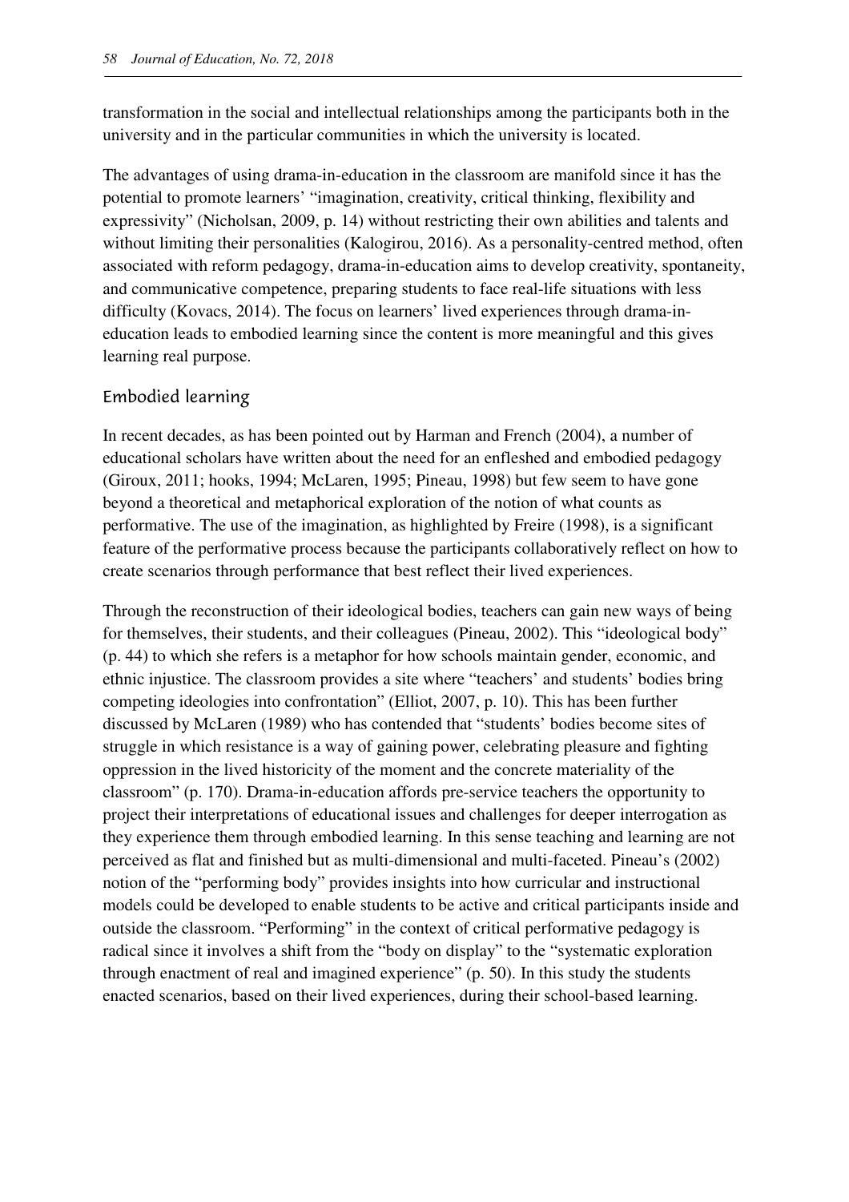transformation in the social and intellectual relationships among the participants both in the university and in the particular communities in which the university is located.

The advantages of using drama-in-education in the classroom are manifold since it has the potential to promote learners' "imagination, creativity, critical thinking, flexibility and expressivity" (Nicholsan, 2009, p. 14) without restricting their own abilities and talents and without limiting their personalities (Kalogirou, 2016). As a personality-centred method, often associated with reform pedagogy, drama-in-education aims to develop creativity, spontaneity, and communicative competence, preparing students to face real-life situations with less difficulty (Kovacs, 2014). The focus on learners' lived experiences through drama-in-education leads to embodied learning since the content is more meaningful and this gives learning real purpose.

## Embodied learning

In recent decades, as has been pointed out by Harman and French (2004), a number of educational scholars have written about the need for an enfleshed and embodied pedagogy (Giroux, 2011; hooks, 1994; McLaren, 1995; Pineau, 1998) but few seem to have gone beyond a theoretical and metaphorical exploration of the notion of what counts as performative. The use of the imagination, as highlighted by Freire (1998), is a significant feature of the performative process because the participants collaboratively reflect on how to create scenarios through performance that best reflect their lived experiences.

Through the reconstruction of their ideological bodies, teachers can gain new ways of being for themselves, their students, and their colleagues (Pineau, 2002). This "ideological body" (p. 44) to which she refers is a metaphor for how schools maintain gender, economic, and ethnic injustice. The classroom provides a site where "teachers' and students' bodies bring competing ideologies into confrontation" (Elliot, 2007, p. 10). This has been further discussed by McLaren (1989) who has contended that "students' bodies become sites of struggle in which resistance is a way of gaining power, celebrating pleasure and fighting oppression in the lived historicity of the moment and the concrete materiality of the classroom" (p. 170). Drama-in-education affords pre-service teachers the opportunity to project their interpretations of educational issues and challenges for deeper interrogation as they experience them through embodied learning. In this sense teaching and learning are not perceived as flat and finished but as multi-dimensional and multi-faceted. Pineau's (2002) notion of the "performing body" provides insights into how curricular and instructional models could be developed to enable students to be active and critical participants inside and outside the classroom. "Performing" in the context of critical performative pedagogy is radical since it involves a shift from the "body on display" to the "systematic exploration through enactment of real and imagined experience" (p. 50). In this study the students enacted scenarios, based on their lived experiences, during their school-based learning.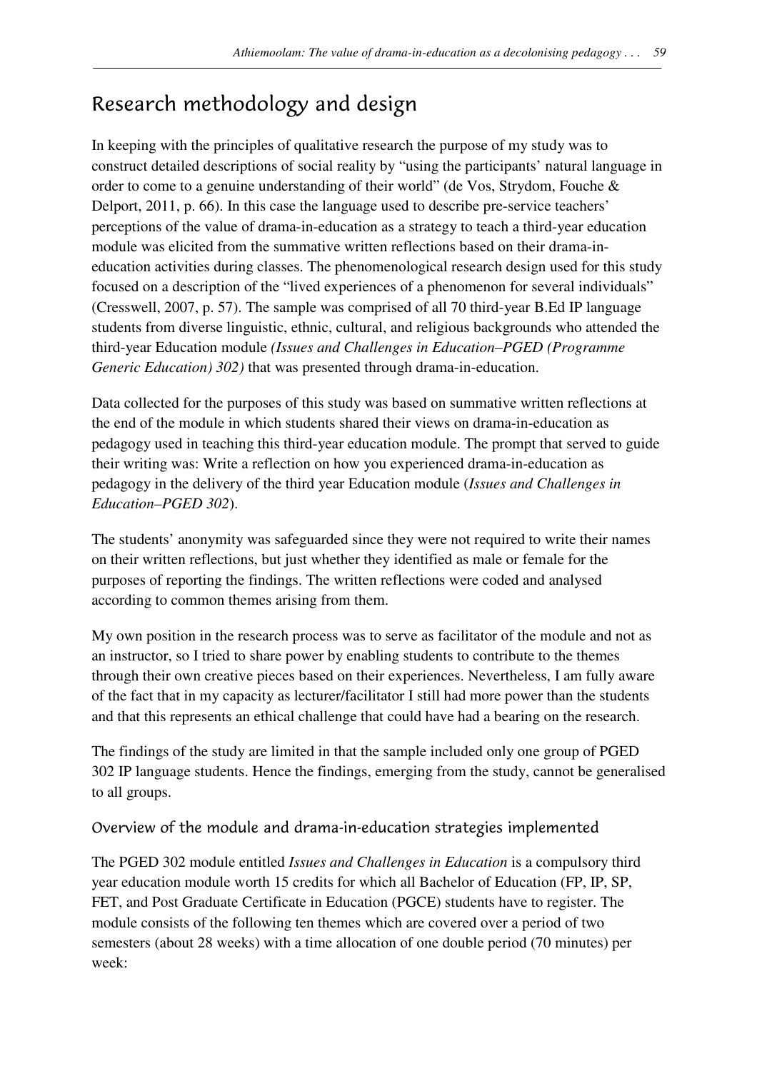## Research methodology and design

In keeping with the principles of qualitative research the purpose of my study was to construct detailed descriptions of social reality by "using the participants' natural language in order to come to a genuine understanding of their world" (de Vos, Strydom, Fouche & Delport, 2011, p. 66). In this case the language used to describe pre-service teachers' perceptions of the value of drama-in-education as a strategy to teach a third-year education module was elicited from the summative written reflections based on their drama-in-education activities during classes. The phenomenological research design used for this study focused on a description of the "lived experiences of a phenomenon for several individuals" (Cresswell, 2007, p. 57). The sample was comprised of all 70 third-year B.Ed IP language students from diverse linguistic, ethnic, cultural, and religious backgrounds who attended the third-year Education module *(Issues and Challenges in Education–PGED (Programme Generic Education) 302)* that was presented through drama-in-education.

Data collected for the purposes of this study was based on summative written reflections at the end of the module in which students shared their views on drama-in-education as pedagogy used in teaching this third-year education module. The prompt that served to guide their writing was: Write a reflection on how you experienced drama-in-education as pedagogy in the delivery of the third year Education module (*Issues and Challenges in Education–PGED 302*).

The students' anonymity was safeguarded since they were not required to write their names on their written reflections, but just whether they identified as male or female for the purposes of reporting the findings. The written reflections were coded and analysed according to common themes arising from them.

My own position in the research process was to serve as facilitator of the module and not as an instructor, so I tried to share power by enabling students to contribute to the themes through their own creative pieces based on their experiences. Nevertheless, I am fully aware of the fact that in my capacity as lecturer/facilitator I still had more power than the students and that this represents an ethical challenge that could have had a bearing on the research.

The findings of the study are limited in that the sample included only one group of PGED 302 IP language students. Hence the findings, emerging from the study, cannot be generalised to all groups.

### Overview of the module and drama-in-education strategies implemented

The PGED 302 module entitled *Issues and Challenges in Education* is a compulsory third year education module worth 15 credits for which all Bachelor of Education (FP, IP, SP, FET, and Post Graduate Certificate in Education (PGCE) students have to register. The module consists of the following ten themes which are covered over a period of two semesters (about 28 weeks) with a time allocation of one double period (70 minutes) per week: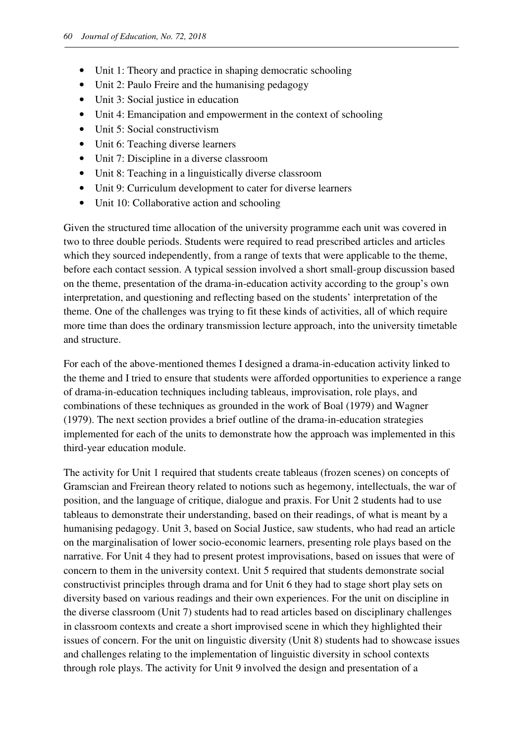- Unit 1: Theory and practice in shaping democratic schooling
- Unit 2: Paulo Freire and the humanising pedagogy
- Unit 3: Social justice in education
- Unit 4: Emancipation and empowerment in the context of schooling
- Unit 5: Social constructivism
- Unit 6: Teaching diverse learners
- Unit 7: Discipline in a diverse classroom
- Unit 8: Teaching in a linguistically diverse classroom
- Unit 9: Curriculum development to cater for diverse learners
- Unit 10: Collaborative action and schooling

Given the structured time allocation of the university programme each unit was covered in two to three double periods. Students were required to read prescribed articles and articles which they sourced independently, from a range of texts that were applicable to the theme, before each contact session. A typical session involved a short small-group discussion based on the theme, presentation of the drama-in-education activity according to the group's own interpretation, and questioning and reflecting based on the students' interpretation of the theme. One of the challenges was trying to fit these kinds of activities, all of which require more time than does the ordinary transmission lecture approach, into the university timetable and structure.

For each of the above-mentioned themes I designed a drama-in-education activity linked to the theme and I tried to ensure that students were afforded opportunities to experience a range of drama-in-education techniques including tableaus, improvisation, role plays, and combinations of these techniques as grounded in the work of Boal (1979) and Wagner (1979). The next section provides a brief outline of the drama-in-education strategies implemented for each of the units to demonstrate how the approach was implemented in this third-year education module.

The activity for Unit 1 required that students create tableaus (frozen scenes) on concepts of Gramscian and Freirean theory related to notions such as hegemony, intellectuals, the war of position, and the language of critique, dialogue and praxis. For Unit 2 students had to use tableaus to demonstrate their understanding, based on their readings, of what is meant by a humanising pedagogy. Unit 3, based on Social Justice, saw students, who had read an article on the marginalisation of lower socio-economic learners, presenting role plays based on the narrative. For Unit 4 they had to present protest improvisations, based on issues that were of concern to them in the university context. Unit 5 required that students demonstrate social constructivist principles through drama and for Unit 6 they had to stage short play sets on diversity based on various readings and their own experiences. For the unit on discipline in the diverse classroom (Unit 7) students had to read articles based on disciplinary challenges in classroom contexts and create a short improvised scene in which they highlighted their issues of concern. For the unit on linguistic diversity (Unit 8) students had to showcase issues and challenges relating to the implementation of linguistic diversity in school contexts through role plays. The activity for Unit 9 involved the design and presentation of a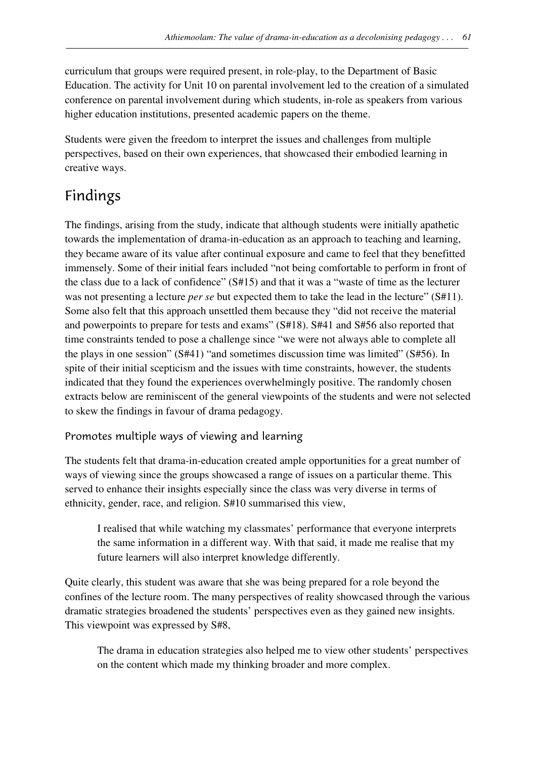curriculum that groups were required present, in role-play, to the Department of Basic Education. The activity for Unit 10 on parental involvement led to the creation of a simulated conference on parental involvement during which students, in-role as speakers from various higher education institutions, presented academic papers on the theme.

Students were given the freedom to interpret the issues and challenges from multiple perspectives, based on their own experiences, that showcased their embodied learning in creative ways.

## Findings

The findings, arising from the study, indicate that although students were initially apathetic towards the implementation of drama-in-education as an approach to teaching and learning, they became aware of its value after continual exposure and came to feel that they benefitted immensely. Some of their initial fears included "not being comfortable to perform in front of the class due to a lack of confidence" (S#15) and that it was a "waste of time as the lecturer was not presenting a lecture *per se* but expected them to take the lead in the lecture" (S#11). Some also felt that this approach unsettled them because they "did not receive the material and powerpoints to prepare for tests and exams" (S#18). S#41 and S#56 also reported that time constraints tended to pose a challenge since "we were not always able to complete all the plays in one session" (S#41) "and sometimes discussion time was limited" (S#56). In spite of their initial scepticism and the issues with time constraints, however, the students indicated that they found the experiences overwhelmingly positive. The randomly chosen extracts below are reminiscent of the general viewpoints of the students and were not selected to skew the findings in favour of drama pedagogy.

### Promotes multiple ways of viewing and learning

The students felt that drama-in-education created ample opportunities for a great number of ways of viewing since the groups showcased a range of issues on a particular theme. This served to enhance their insights especially since the class was very diverse in terms of ethnicity, gender, race, and religion. S#10 summarised this view,

> I realised that while watching my classmates' performance that everyone interprets the same information in a different way. With that said, it made me realise that my future learners will also interpret knowledge differently.

Quite clearly, this student was aware that she was being prepared for a role beyond the confines of the lecture room. The many perspectives of reality showcased through the various dramatic strategies broadened the students' perspectives even as they gained new insights. This viewpoint was expressed by S#8,

> The drama in education strategies also helped me to view other students' perspectives on the content which made my thinking broader and more complex.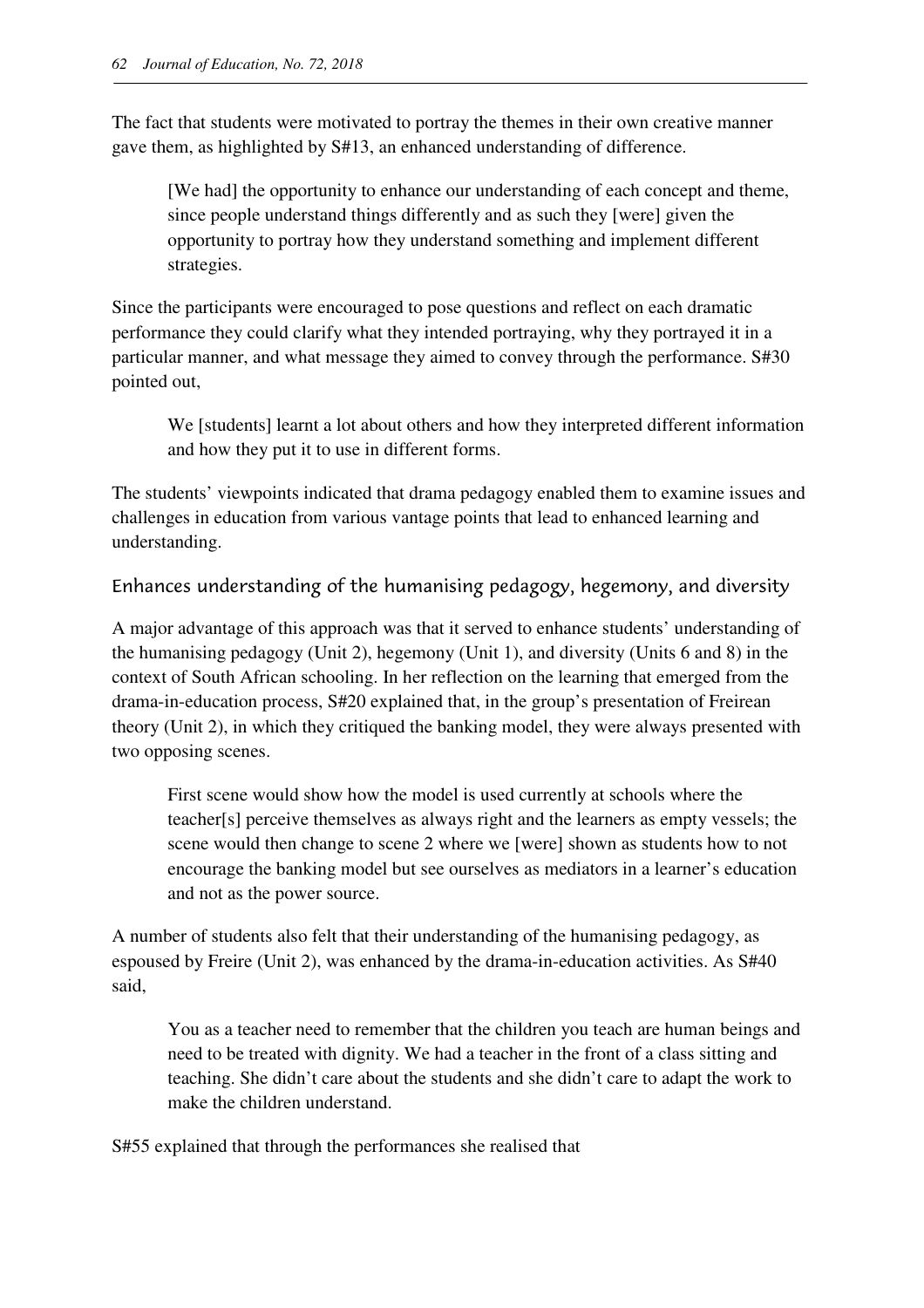The fact that students were motivated to portray the themes in their own creative manner gave them, as highlighted by S#13, an enhanced understanding of difference.

> [We had] the opportunity to enhance our understanding of each concept and theme, since people understand things differently and as such they [were] given the opportunity to portray how they understand something and implement different strategies.

Since the participants were encouraged to pose questions and reflect on each dramatic performance they could clarify what they intended portraying, why they portrayed it in a particular manner, and what message they aimed to convey through the performance. S#30 pointed out,

> We [students] learnt a lot about others and how they interpreted different information and how they put it to use in different forms.

The students' viewpoints indicated that drama pedagogy enabled them to examine issues and challenges in education from various vantage points that lead to enhanced learning and understanding.

### Enhances understanding of the humanising pedagogy, hegemony, and diversity

A major advantage of this approach was that it served to enhance students' understanding of the humanising pedagogy (Unit 2), hegemony (Unit 1), and diversity (Units 6 and 8) in the context of South African schooling. In her reflection on the learning that emerged from the drama-in-education process, S#20 explained that, in the group's presentation of Freirean theory (Unit 2), in which they critiqued the banking model, they were always presented with two opposing scenes.

> First scene would show how the model is used currently at schools where the teacher[s] perceive themselves as always right and the learners as empty vessels; the scene would then change to scene 2 where we [were] shown as students how to not encourage the banking model but see ourselves as mediators in a learner's education and not as the power source.

A number of students also felt that their understanding of the humanising pedagogy, as espoused by Freire (Unit 2), was enhanced by the drama-in-education activities. As S#40 said,

> You as a teacher need to remember that the children you teach are human beings and need to be treated with dignity. We had a teacher in the front of a class sitting and teaching. She didn't care about the students and she didn't care to adapt the work to make the children understand.

S#55 explained that through the performances she realised that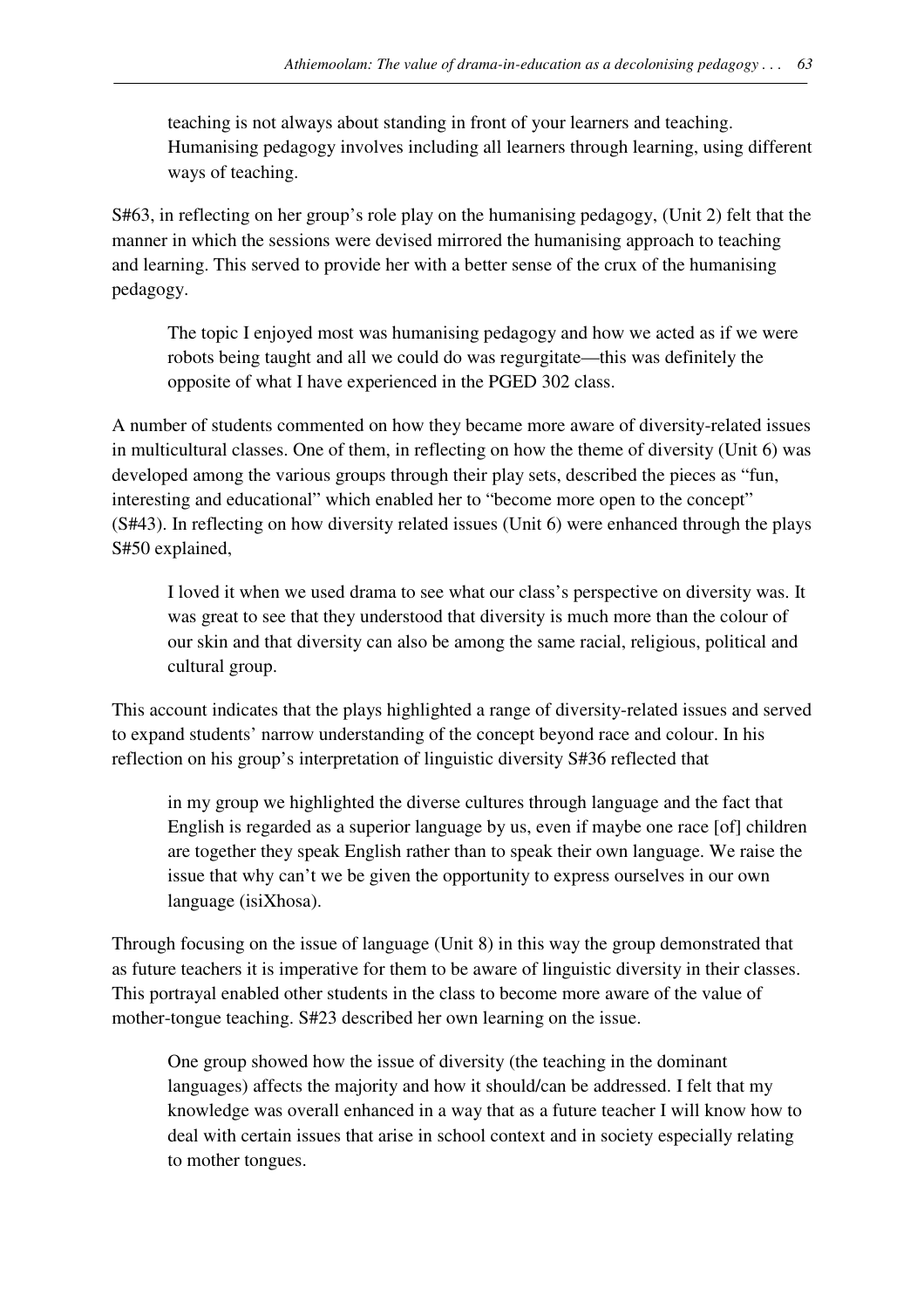> teaching is not always about standing in front of your learners and teaching. Humanising pedagogy involves including all learners through learning, using different ways of teaching.

S#63, in reflecting on her group's role play on the humanising pedagogy, (Unit 2) felt that the manner in which the sessions were devised mirrored the humanising approach to teaching and learning. This served to provide her with a better sense of the crux of the humanising pedagogy.

> The topic I enjoyed most was humanising pedagogy and how we acted as if we were robots being taught and all we could do was regurgitate—this was definitely the opposite of what I have experienced in the PGED 302 class.

A number of students commented on how they became more aware of diversity-related issues in multicultural classes. One of them, in reflecting on how the theme of diversity (Unit 6) was developed among the various groups through their play sets, described the pieces as "fun, interesting and educational" which enabled her to "become more open to the concept" (S#43). In reflecting on how diversity related issues (Unit 6) were enhanced through the plays S#50 explained,

> I loved it when we used drama to see what our class's perspective on diversity was. It was great to see that they understood that diversity is much more than the colour of our skin and that diversity can also be among the same racial, religious, political and cultural group.

This account indicates that the plays highlighted a range of diversity-related issues and served to expand students' narrow understanding of the concept beyond race and colour. In his reflection on his group's interpretation of linguistic diversity S#36 reflected that

> in my group we highlighted the diverse cultures through language and the fact that English is regarded as a superior language by us, even if maybe one race [of] children are together they speak English rather than to speak their own language. We raise the issue that why can't we be given the opportunity to express ourselves in our own language (isiXhosa).

Through focusing on the issue of language (Unit 8) in this way the group demonstrated that as future teachers it is imperative for them to be aware of linguistic diversity in their classes. This portrayal enabled other students in the class to become more aware of the value of mother-tongue teaching. S#23 described her own learning on the issue.

> One group showed how the issue of diversity (the teaching in the dominant languages) affects the majority and how it should/can be addressed. I felt that my knowledge was overall enhanced in a way that as a future teacher I will know how to deal with certain issues that arise in school context and in society especially relating to mother tongues.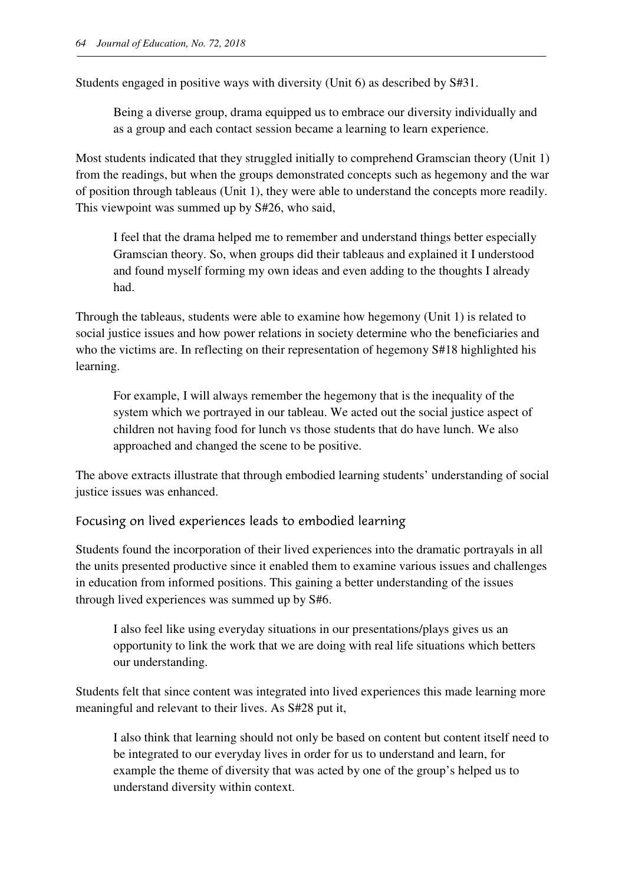Students engaged in positive ways with diversity (Unit 6) as described by S#31.

> Being a diverse group, drama equipped us to embrace our diversity individually and as a group and each contact session became a learning to learn experience.

Most students indicated that they struggled initially to comprehend Gramscian theory (Unit 1) from the readings, but when the groups demonstrated concepts such as hegemony and the war of position through tableaus (Unit 1), they were able to understand the concepts more readily. This viewpoint was summed up by S#26, who said,

> I feel that the drama helped me to remember and understand things better especially Gramscian theory. So, when groups did their tableaus and explained it I understood and found myself forming my own ideas and even adding to the thoughts I already had.

Through the tableaus, students were able to examine how hegemony (Unit 1) is related to social justice issues and how power relations in society determine who the beneficiaries and who the victims are. In reflecting on their representation of hegemony S#18 highlighted his learning.

> For example, I will always remember the hegemony that is the inequality of the system which we portrayed in our tableau. We acted out the social justice aspect of children not having food for lunch vs those students that do have lunch. We also approached and changed the scene to be positive.

The above extracts illustrate that through embodied learning students' understanding of social justice issues was enhanced.

### Focusing on lived experiences leads to embodied learning

Students found the incorporation of their lived experiences into the dramatic portrayals in all the units presented productive since it enabled them to examine various issues and challenges in education from informed positions. This gaining a better understanding of the issues through lived experiences was summed up by S#6.

> I also feel like using everyday situations in our presentations/plays gives us an opportunity to link the work that we are doing with real life situations which betters our understanding.

Students felt that since content was integrated into lived experiences this made learning more meaningful and relevant to their lives. As S#28 put it,

> I also think that learning should not only be based on content but content itself need to be integrated to our everyday lives in order for us to understand and learn, for example the theme of diversity that was acted by one of the group's helped us to understand diversity within context.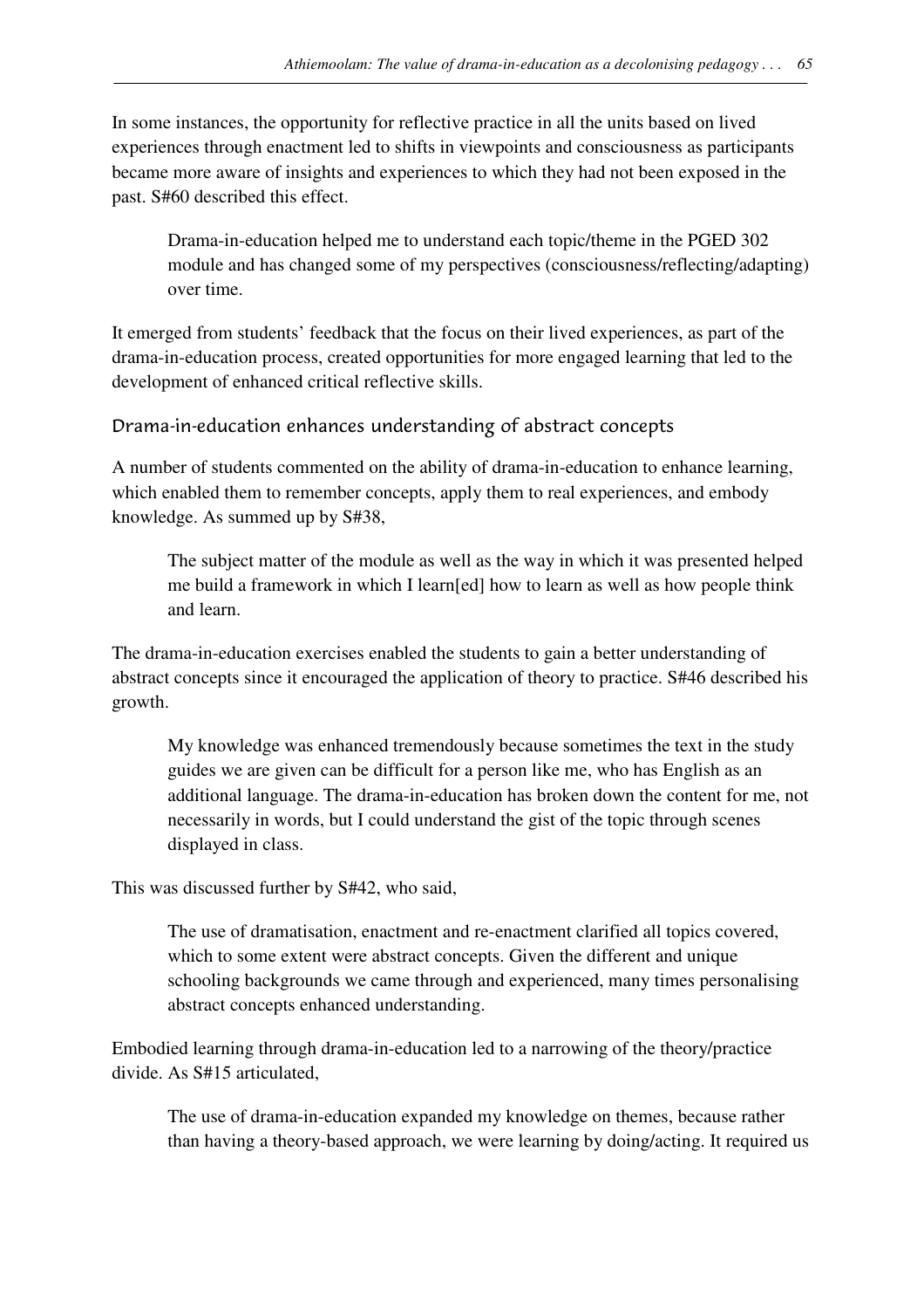In some instances, the opportunity for reflective practice in all the units based on lived experiences through enactment led to shifts in viewpoints and consciousness as participants became more aware of insights and experiences to which they had not been exposed in the past. S#60 described this effect.

> Drama-in-education helped me to understand each topic/theme in the PGED 302 module and has changed some of my perspectives (consciousness/reflecting/adapting) over time.

It emerged from students' feedback that the focus on their lived experiences, as part of the drama-in-education process, created opportunities for more engaged learning that led to the development of enhanced critical reflective skills.

### Drama-in-education enhances understanding of abstract concepts

A number of students commented on the ability of drama-in-education to enhance learning, which enabled them to remember concepts, apply them to real experiences, and embody knowledge. As summed up by S#38,

> The subject matter of the module as well as the way in which it was presented helped me build a framework in which I learn[ed] how to learn as well as how people think and learn.

The drama-in-education exercises enabled the students to gain a better understanding of abstract concepts since it encouraged the application of theory to practice. S#46 described his growth.

> My knowledge was enhanced tremendously because sometimes the text in the study guides we are given can be difficult for a person like me, who has English as an additional language. The drama-in-education has broken down the content for me, not necessarily in words, but I could understand the gist of the topic through scenes displayed in class.

This was discussed further by S#42, who said,

> The use of dramatisation, enactment and re-enactment clarified all topics covered, which to some extent were abstract concepts. Given the different and unique schooling backgrounds we came through and experienced, many times personalising abstract concepts enhanced understanding.

Embodied learning through drama-in-education led to a narrowing of the theory/practice divide. As S#15 articulated,

> The use of drama-in-education expanded my knowledge on themes, because rather than having a theory-based approach, we were learning by doing/acting. It required us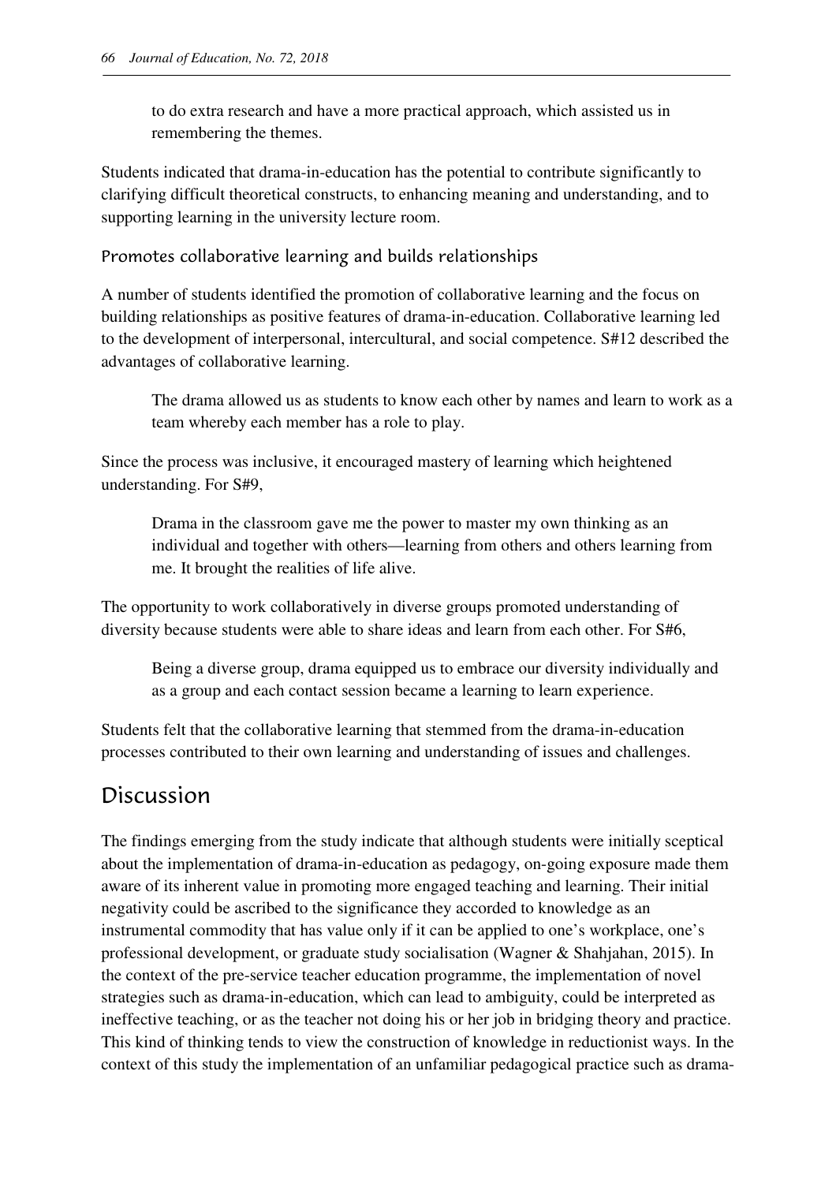> to do extra research and have a more practical approach, which assisted us in remembering the themes.

Students indicated that drama-in-education has the potential to contribute significantly to clarifying difficult theoretical constructs, to enhancing meaning and understanding, and to supporting learning in the university lecture room.

### Promotes collaborative learning and builds relationships

A number of students identified the promotion of collaborative learning and the focus on building relationships as positive features of drama-in-education. Collaborative learning led to the development of interpersonal, intercultural, and social competence. S#12 described the advantages of collaborative learning.

> The drama allowed us as students to know each other by names and learn to work as a team whereby each member has a role to play.

Since the process was inclusive, it encouraged mastery of learning which heightened understanding. For S#9,

> Drama in the classroom gave me the power to master my own thinking as an individual and together with others—learning from others and others learning from me. It brought the realities of life alive.

The opportunity to work collaboratively in diverse groups promoted understanding of diversity because students were able to share ideas and learn from each other. For S#6,

> Being a diverse group, drama equipped us to embrace our diversity individually and as a group and each contact session became a learning to learn experience.

Students felt that the collaborative learning that stemmed from the drama-in-education processes contributed to their own learning and understanding of issues and challenges.

## Discussion

The findings emerging from the study indicate that although students were initially sceptical about the implementation of drama-in-education as pedagogy, on-going exposure made them aware of its inherent value in promoting more engaged teaching and learning. Their initial negativity could be ascribed to the significance they accorded to knowledge as an instrumental commodity that has value only if it can be applied to one's workplace, one's professional development, or graduate study socialisation (Wagner & Shahjahan, 2015). In the context of the pre-service teacher education programme, the implementation of novel strategies such as drama-in-education, which can lead to ambiguity, could be interpreted as ineffective teaching, or as the teacher not doing his or her job in bridging theory and practice. This kind of thinking tends to view the construction of knowledge in reductionist ways. In the context of this study the implementation of an unfamiliar pedagogical practice such as drama-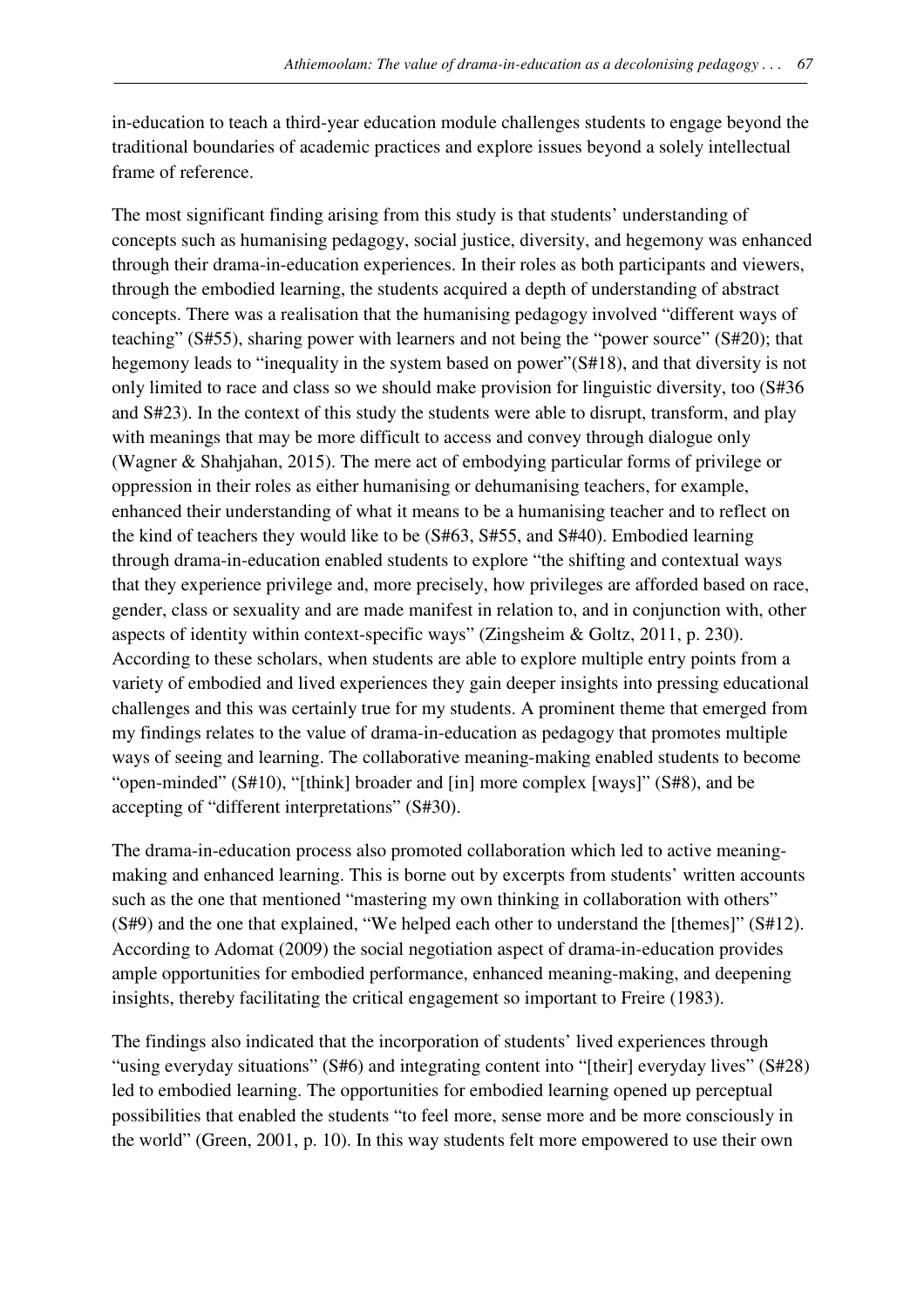in-education to teach a third-year education module challenges students to engage beyond the traditional boundaries of academic practices and explore issues beyond a solely intellectual frame of reference.

The most significant finding arising from this study is that students' understanding of concepts such as humanising pedagogy, social justice, diversity, and hegemony was enhanced through their drama-in-education experiences. In their roles as both participants and viewers, through the embodied learning, the students acquired a depth of understanding of abstract concepts. There was a realisation that the humanising pedagogy involved "different ways of teaching" (S#55), sharing power with learners and not being the "power source" (S#20); that hegemony leads to "inequality in the system based on power"(S#18), and that diversity is not only limited to race and class so we should make provision for linguistic diversity, too (S#36 and S#23). In the context of this study the students were able to disrupt, transform, and play with meanings that may be more difficult to access and convey through dialogue only (Wagner & Shahjahan, 2015). The mere act of embodying particular forms of privilege or oppression in their roles as either humanising or dehumanising teachers, for example, enhanced their understanding of what it means to be a humanising teacher and to reflect on the kind of teachers they would like to be (S#63, S#55, and S#40). Embodied learning through drama-in-education enabled students to explore "the shifting and contextual ways that they experience privilege and, more precisely, how privileges are afforded based on race, gender, class or sexuality and are made manifest in relation to, and in conjunction with, other aspects of identity within context-specific ways" (Zingsheim & Goltz, 2011, p. 230). According to these scholars, when students are able to explore multiple entry points from a variety of embodied and lived experiences they gain deeper insights into pressing educational challenges and this was certainly true for my students. A prominent theme that emerged from my findings relates to the value of drama-in-education as pedagogy that promotes multiple ways of seeing and learning. The collaborative meaning-making enabled students to become "open-minded" (S#10), "[think] broader and [in] more complex [ways]" (S#8), and be accepting of "different interpretations" (S#30).

The drama-in-education process also promoted collaboration which led to active meaning-making and enhanced learning. This is borne out by excerpts from students' written accounts such as the one that mentioned "mastering my own thinking in collaboration with others" (S#9) and the one that explained, "We helped each other to understand the [themes]" (S#12). According to Adomat (2009) the social negotiation aspect of drama-in-education provides ample opportunities for embodied performance, enhanced meaning-making, and deepening insights, thereby facilitating the critical engagement so important to Freire (1983).

The findings also indicated that the incorporation of students' lived experiences through "using everyday situations" (S#6) and integrating content into "[their] everyday lives" (S#28) led to embodied learning. The opportunities for embodied learning opened up perceptual possibilities that enabled the students "to feel more, sense more and be more consciously in the world" (Green, 2001, p. 10). In this way students felt more empowered to use their own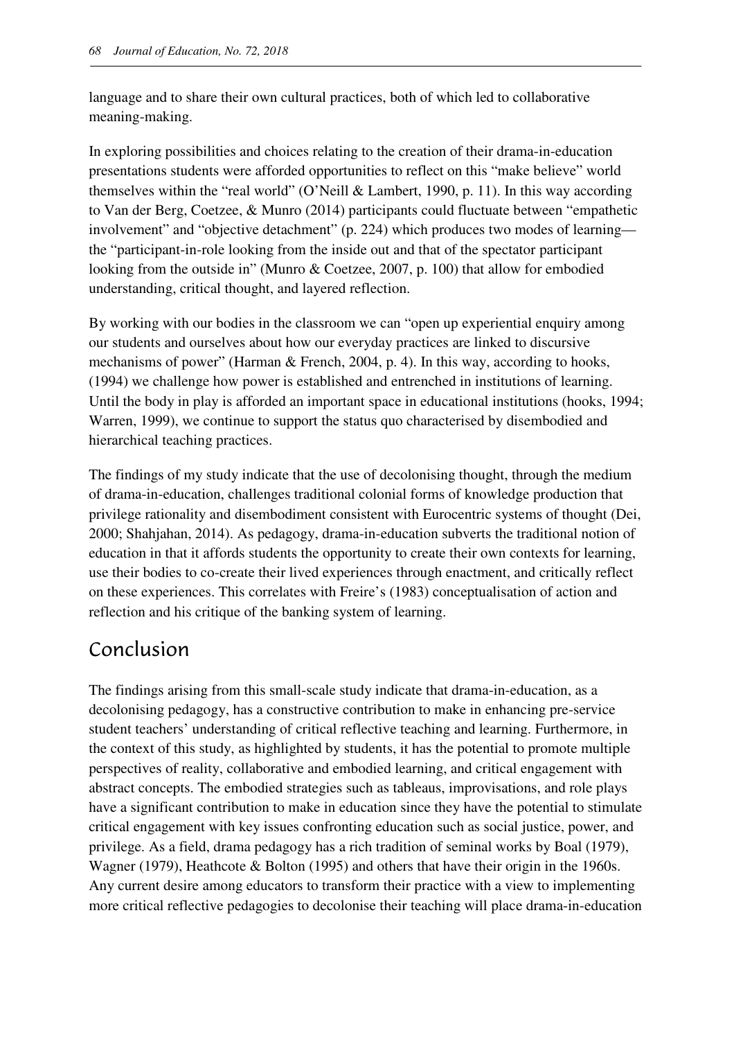language and to share their own cultural practices, both of which led to collaborative meaning-making.

In exploring possibilities and choices relating to the creation of their drama-in-education presentations students were afforded opportunities to reflect on this "make believe" world themselves within the "real world" (O'Neill & Lambert, 1990, p. 11). In this way according to Van der Berg, Coetzee, & Munro (2014) participants could fluctuate between "empathetic involvement" and "objective detachment" (p. 224) which produces two modes of learning—the "participant-in-role looking from the inside out and that of the spectator participant looking from the outside in" (Munro & Coetzee, 2007, p. 100) that allow for embodied understanding, critical thought, and layered reflection.

By working with our bodies in the classroom we can "open up experiential enquiry among our students and ourselves about how our everyday practices are linked to discursive mechanisms of power" (Harman & French, 2004, p. 4). In this way, according to hooks, (1994) we challenge how power is established and entrenched in institutions of learning. Until the body in play is afforded an important space in educational institutions (hooks, 1994; Warren, 1999), we continue to support the status quo characterised by disembodied and hierarchical teaching practices.

The findings of my study indicate that the use of decolonising thought, through the medium of drama-in-education, challenges traditional colonial forms of knowledge production that privilege rationality and disembodiment consistent with Eurocentric systems of thought (Dei, 2000; Shahjahan, 2014). As pedagogy, drama-in-education subverts the traditional notion of education in that it affords students the opportunity to create their own contexts for learning, use their bodies to co-create their lived experiences through enactment, and critically reflect on these experiences. This correlates with Freire's (1983) conceptualisation of action and reflection and his critique of the banking system of learning.

## Conclusion

The findings arising from this small-scale study indicate that drama-in-education, as a decolonising pedagogy, has a constructive contribution to make in enhancing pre-service student teachers' understanding of critical reflective teaching and learning. Furthermore, in the context of this study, as highlighted by students, it has the potential to promote multiple perspectives of reality, collaborative and embodied learning, and critical engagement with abstract concepts. The embodied strategies such as tableaus, improvisations, and role plays have a significant contribution to make in education since they have the potential to stimulate critical engagement with key issues confronting education such as social justice, power, and privilege. As a field, drama pedagogy has a rich tradition of seminal works by Boal (1979), Wagner (1979), Heathcote & Bolton (1995) and others that have their origin in the 1960s. Any current desire among educators to transform their practice with a view to implementing more critical reflective pedagogies to decolonise their teaching will place drama-in-education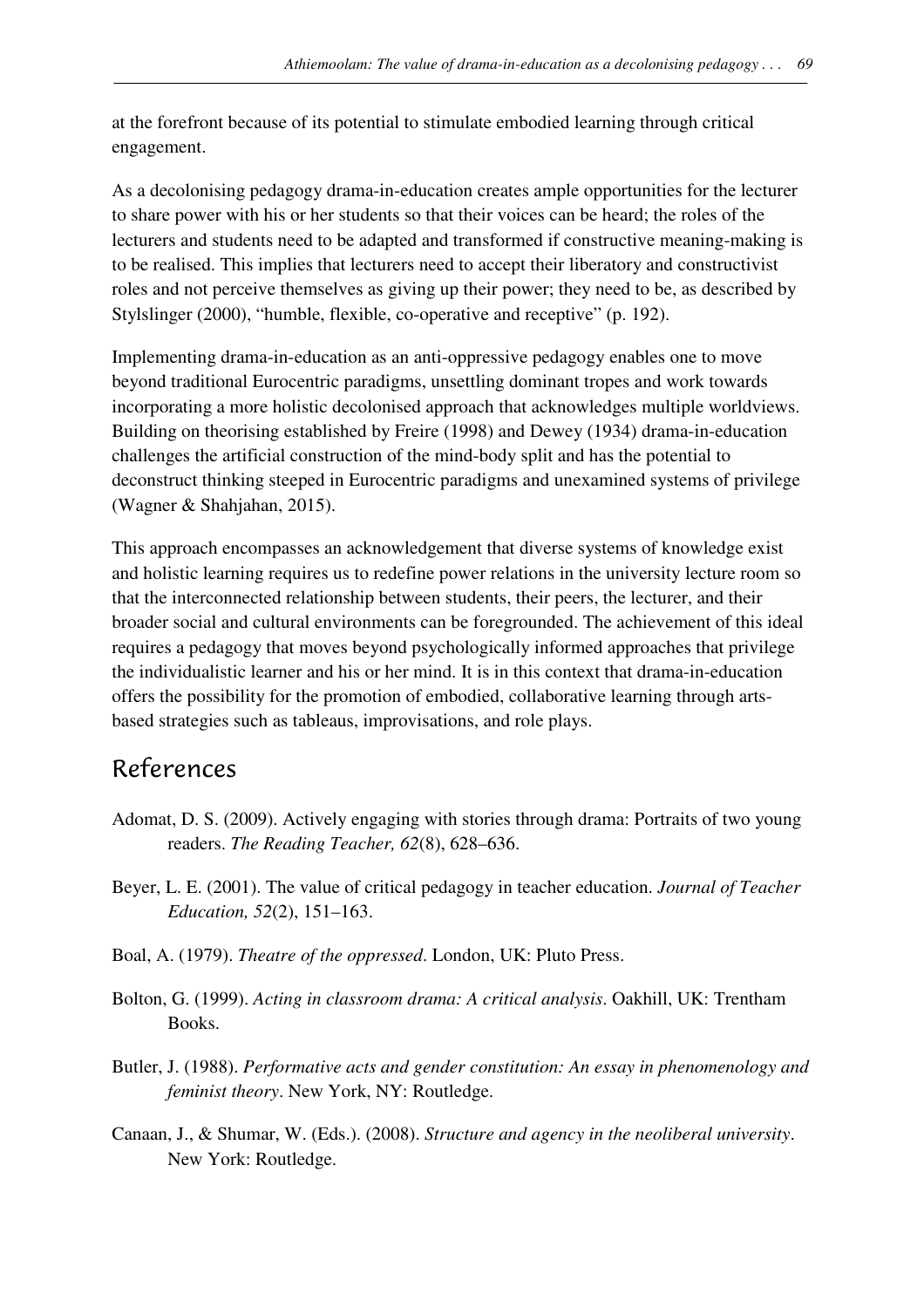at the forefront because of its potential to stimulate embodied learning through critical engagement.

As a decolonising pedagogy drama-in-education creates ample opportunities for the lecturer to share power with his or her students so that their voices can be heard; the roles of the lecturers and students need to be adapted and transformed if constructive meaning-making is to be realised. This implies that lecturers need to accept their liberatory and constructivist roles and not perceive themselves as giving up their power; they need to be, as described by Stylslinger (2000), "humble, flexible, co-operative and receptive" (p. 192).

Implementing drama-in-education as an anti-oppressive pedagogy enables one to move beyond traditional Eurocentric paradigms, unsettling dominant tropes and work towards incorporating a more holistic decolonised approach that acknowledges multiple worldviews. Building on theorising established by Freire (1998) and Dewey (1934) drama-in-education challenges the artificial construction of the mind-body split and has the potential to deconstruct thinking steeped in Eurocentric paradigms and unexamined systems of privilege (Wagner & Shahjahan, 2015).

This approach encompasses an acknowledgement that diverse systems of knowledge exist and holistic learning requires us to redefine power relations in the university lecture room so that the interconnected relationship between students, their peers, the lecturer, and their broader social and cultural environments can be foregrounded. The achievement of this ideal requires a pedagogy that moves beyond psychologically informed approaches that privilege the individualistic learner and his or her mind. It is in this context that drama-in-education offers the possibility for the promotion of embodied, collaborative learning through arts-based strategies such as tableaus, improvisations, and role plays.

## References

Adomat, D. S. (2009). Actively engaging with stories through drama: Portraits of two young readers. *The Reading Teacher, 62*(8), 628–636.

Beyer, L. E. (2001). The value of critical pedagogy in teacher education. *Journal of Teacher Education, 52*(2), 151–163.

Boal, A. (1979). *Theatre of the oppressed*. London, UK: Pluto Press.

Bolton, G. (1999). *Acting in classroom drama: A critical analysis*. Oakhill, UK: Trentham Books.

Butler, J. (1988). *Performative acts and gender constitution: An essay in phenomenology and feminist theory*. New York, NY: Routledge.

Canaan, J., & Shumar, W. (Eds.). (2008). *Structure and agency in the neoliberal university*. New York: Routledge.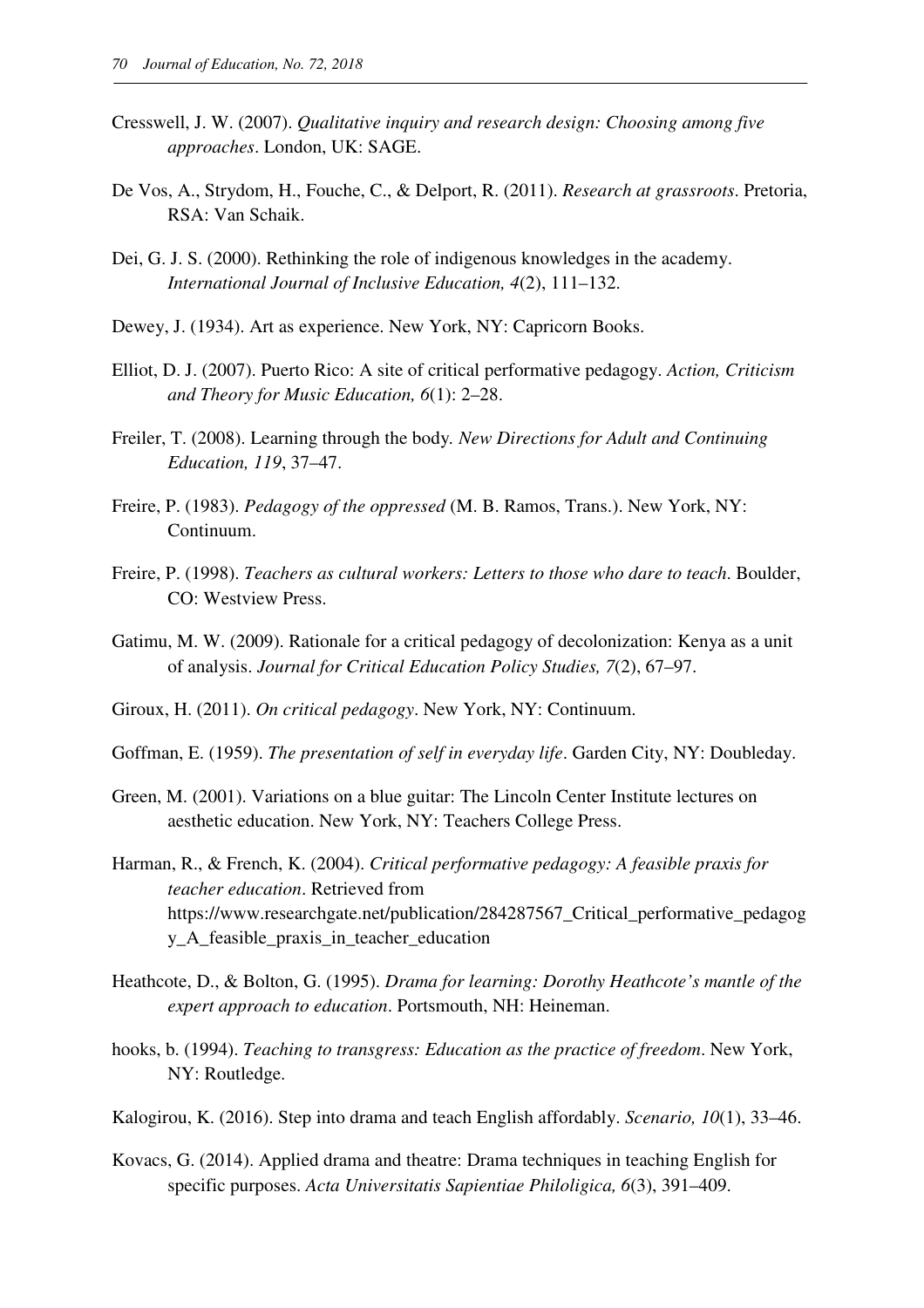Cresswell, J. W. (2007). *Qualitative inquiry and research design: Choosing among five approaches*. London, UK: SAGE.

De Vos, A., Strydom, H., Fouche, C., & Delport, R. (2011). *Research at grassroots*. Pretoria, RSA: Van Schaik.

Dei, G. J. S. (2000). Rethinking the role of indigenous knowledges in the academy. *International Journal of Inclusive Education, 4*(2), 111–132.

Dewey, J. (1934). Art as experience. New York, NY: Capricorn Books.

Elliot, D. J. (2007). Puerto Rico: A site of critical performative pedagogy. *Action, Criticism and Theory for Music Education, 6*(1): 2–28.

Freiler, T. (2008). Learning through the body. *New Directions for Adult and Continuing Education, 119*, 37–47.

Freire, P. (1983). *Pedagogy of the oppressed* (M. B. Ramos, Trans.). New York, NY: Continuum.

Freire, P. (1998). *Teachers as cultural workers: Letters to those who dare to teach*. Boulder, CO: Westview Press.

Gatimu, M. W. (2009). Rationale for a critical pedagogy of decolonization: Kenya as a unit of analysis. *Journal for Critical Education Policy Studies, 7*(2), 67–97.

Giroux, H. (2011). *On critical pedagogy*. New York, NY: Continuum.

Goffman, E. (1959). *The presentation of self in everyday life*. Garden City, NY: Doubleday.

Green, M. (2001). Variations on a blue guitar: The Lincoln Center Institute lectures on aesthetic education. New York, NY: Teachers College Press.

Harman, R., & French, K. (2004). *Critical performative pedagogy: A feasible praxis for teacher education*. Retrieved from https://www.researchgate.net/publication/284287567_Critical_performative_pedagogy_A_feasible_praxis_in_teacher_education

Heathcote, D., & Bolton, G. (1995). *Drama for learning: Dorothy Heathcote's mantle of the expert approach to education*. Portsmouth, NH: Heineman.

hooks, b. (1994). *Teaching to transgress: Education as the practice of freedom*. New York, NY: Routledge.

Kalogirou, K. (2016). Step into drama and teach English affordably. *Scenario, 10*(1), 33–46.

Kovacs, G. (2014). Applied drama and theatre: Drama techniques in teaching English for specific purposes. *Acta Universitatis Sapientiae Philoligica, 6*(3), 391–409.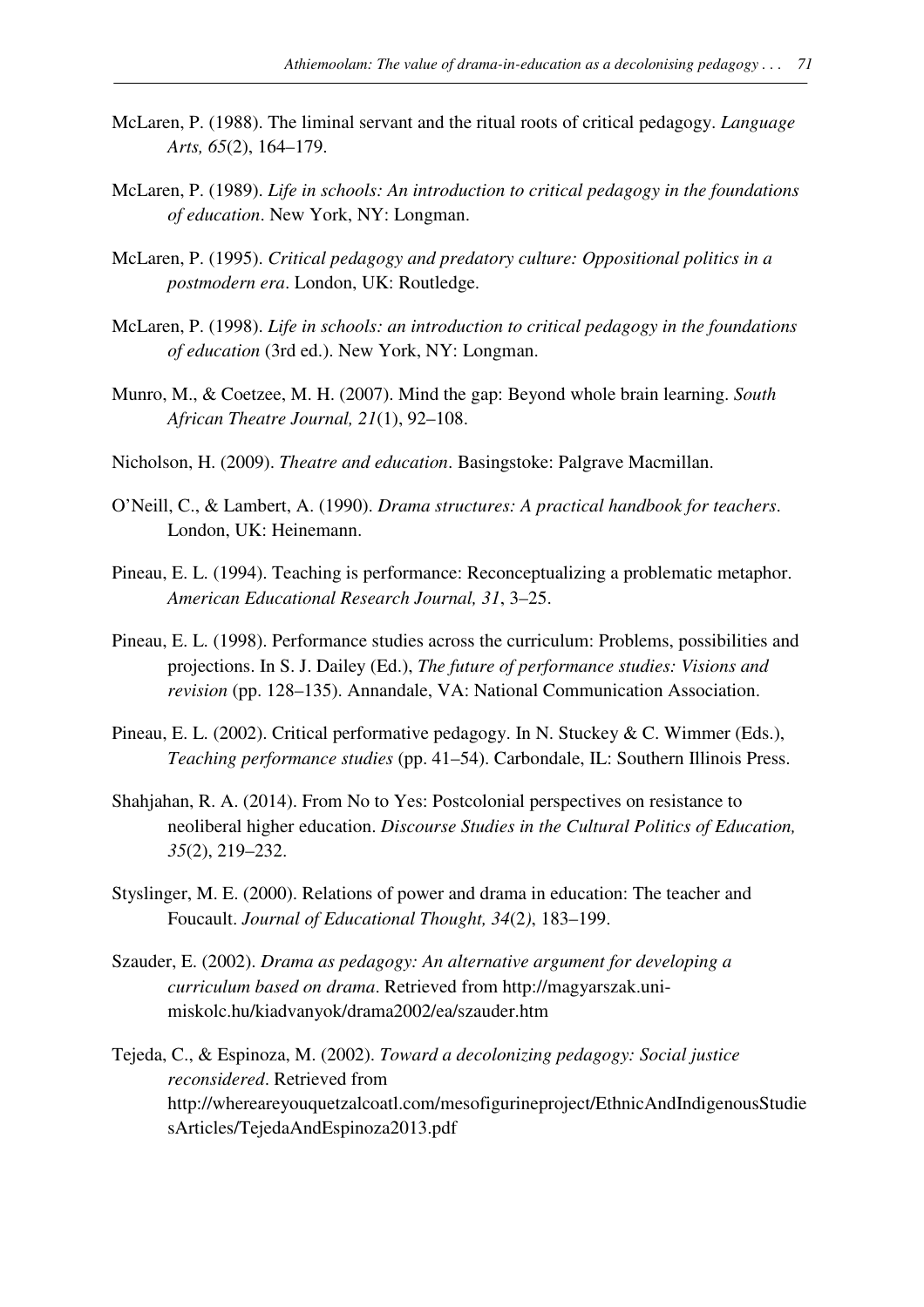McLaren, P. (1988). The liminal servant and the ritual roots of critical pedagogy. *Language Arts, 65*(2), 164–179.

McLaren, P. (1989). *Life in schools: An introduction to critical pedagogy in the foundations of education*. New York, NY: Longman.

McLaren, P. (1995). *Critical pedagogy and predatory culture: Oppositional politics in a postmodern era*. London, UK: Routledge.

McLaren, P. (1998). *Life in schools: an introduction to critical pedagogy in the foundations of education* (3rd ed.). New York, NY: Longman.

Munro, M., & Coetzee, M. H. (2007). Mind the gap: Beyond whole brain learning. *South African Theatre Journal, 21*(1), 92–108.

Nicholson, H. (2009). *Theatre and education*. Basingstoke: Palgrave Macmillan.

O'Neill, C., & Lambert, A. (1990). *Drama structures: A practical handbook for teachers*. London, UK: Heinemann.

Pineau, E. L. (1994). Teaching is performance: Reconceptualizing a problematic metaphor. *American Educational Research Journal, 31*, 3–25.

Pineau, E. L. (1998). Performance studies across the curriculum: Problems, possibilities and projections. In S. J. Dailey (Ed.), *The future of performance studies: Visions and revision* (pp. 128–135). Annandale, VA: National Communication Association.

Pineau, E. L. (2002). Critical performative pedagogy. In N. Stuckey & C. Wimmer (Eds.), *Teaching performance studies* (pp. 41–54). Carbondale, IL: Southern Illinois Press.

Shahjahan, R. A. (2014). From No to Yes: Postcolonial perspectives on resistance to neoliberal higher education. *Discourse Studies in the Cultural Politics of Education, 35*(2), 219–232.

Styslinger, M. E. (2000). Relations of power and drama in education: The teacher and Foucault. *Journal of Educational Thought, 34*(2), 183–199.

Szauder, E. (2002). *Drama as pedagogy: An alternative argument for developing a curriculum based on drama*. Retrieved from http://magyarszak.uni-miskolc.hu/kiadvanyok/drama2002/ea/szauder.htm

Tejeda, C., & Espinoza, M. (2002). *Toward a decolonizing pedagogy: Social justice reconsidered*. Retrieved from http://whereareyouquetzalcoatl.com/mesofigurineproject/EthnicAndIndigenousStudiesArticles/TejedaAndEspinoza2013.pdf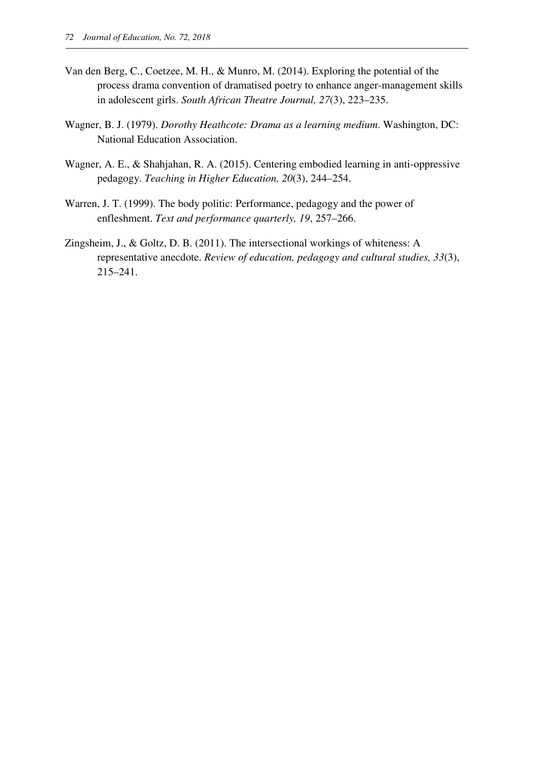Van den Berg, C., Coetzee, M. H., & Munro, M. (2014). Exploring the potential of the process drama convention of dramatised poetry to enhance anger-management skills in adolescent girls. *South African Theatre Journal, 27*(3), 223–235.

Wagner, B. J. (1979). *Dorothy Heathcote: Drama as a learning medium*. Washington, DC: National Education Association.

Wagner, A. E., & Shahjahan, R. A. (2015). Centering embodied learning in anti-oppressive pedagogy. *Teaching in Higher Education, 20*(3), 244–254.

Warren, J. T. (1999). The body politic: Performance, pedagogy and the power of enfleshment. *Text and performance quarterly, 19*, 257–266.

Zingsheim, J., & Goltz, D. B. (2011). The intersectional workings of whiteness: A representative anecdote. *Review of education, pedagogy and cultural studies, 33*(3), 215–241.